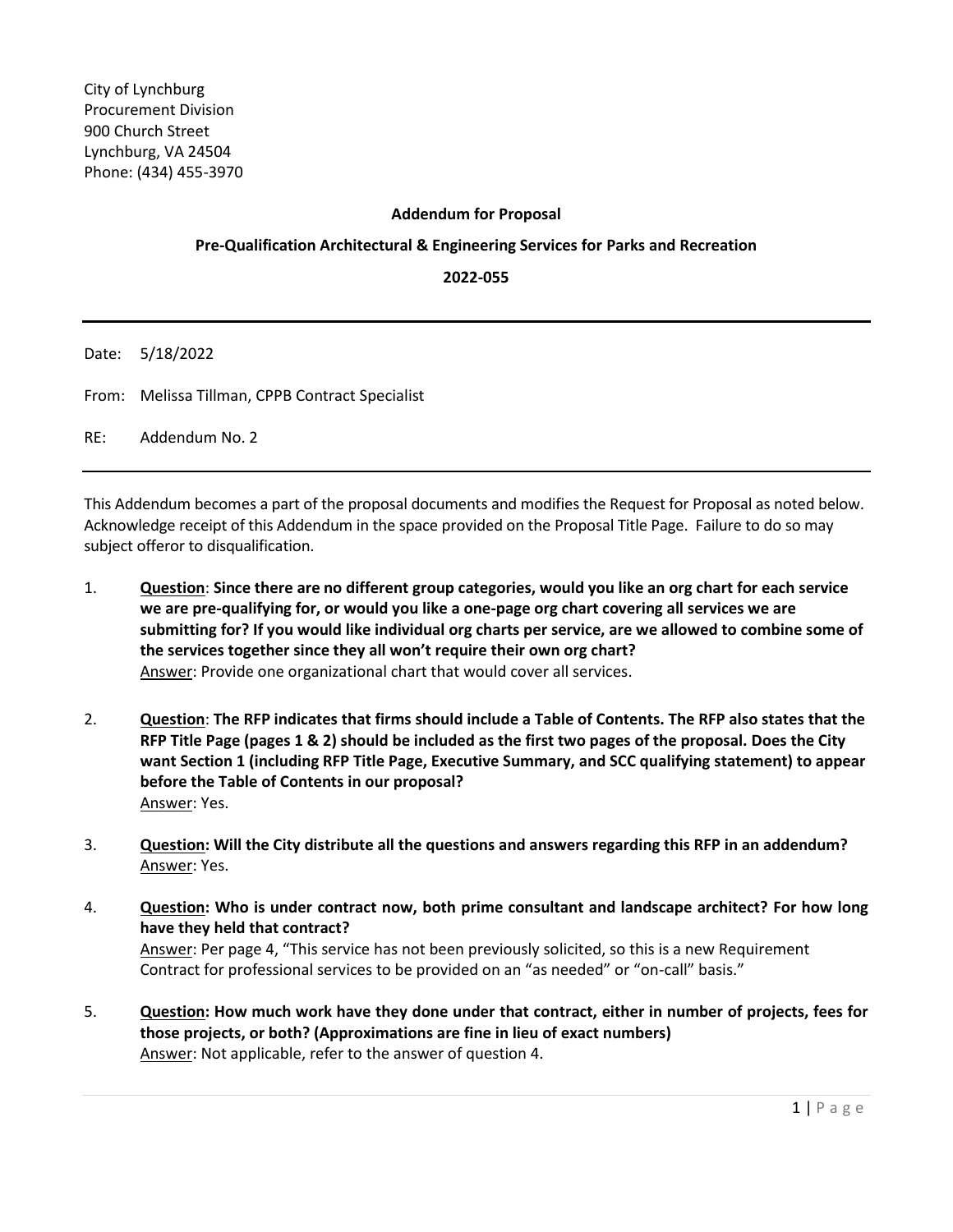City of Lynchburg
Procurement Division
900 Church Street
Lynchburg, VA 24504
Phone: (434) 455-3970

**Addendum for Proposal**

**Pre-Qualification Architectural & Engineering Services for Parks and Recreation**

**2022-055**

---

Date: 5/18/2022

From: Melissa Tillman, CPPB Contract Specialist

RE: Addendum No. 2

---

This Addendum becomes a part of the proposal documents and modifies the Request for Proposal as noted below. Acknowledge receipt of this Addendum in the space provided on the Proposal Title Page. Failure to do so may subject offeror to disqualification.

1. **Question**: **Since there are no different group categories, would you like an org chart for each service we are pre-qualifying for, or would you like a one-page org chart covering all services we are submitting for? If you would like individual org charts per service, are we allowed to combine some of the services together since they all won't require their own org chart?**
   Answer: Provide one organizational chart that would cover all services.

2. **Question**: **The RFP indicates that firms should include a Table of Contents. The RFP also states that the RFP Title Page (pages 1 & 2) should be included as the first two pages of the proposal. Does the City want Section 1 (including RFP Title Page, Executive Summary, and SCC qualifying statement) to appear before the Table of Contents in our proposal?**
   Answer: Yes.

3. **Question: Will the City distribute all the questions and answers regarding this RFP in an addendum?**
   Answer: Yes.

4. **Question: Who is under contract now, both prime consultant and landscape architect? For how long have they held that contract?**
   Answer: Per page 4, "This service has not been previously solicited, so this is a new Requirement Contract for professional services to be provided on an "as needed" or "on-call" basis."

5. **Question: How much work have they done under that contract, either in number of projects, fees for those projects, or both? (Approximations are fine in lieu of exact numbers)**
   Answer: Not applicable, refer to the answer of question 4.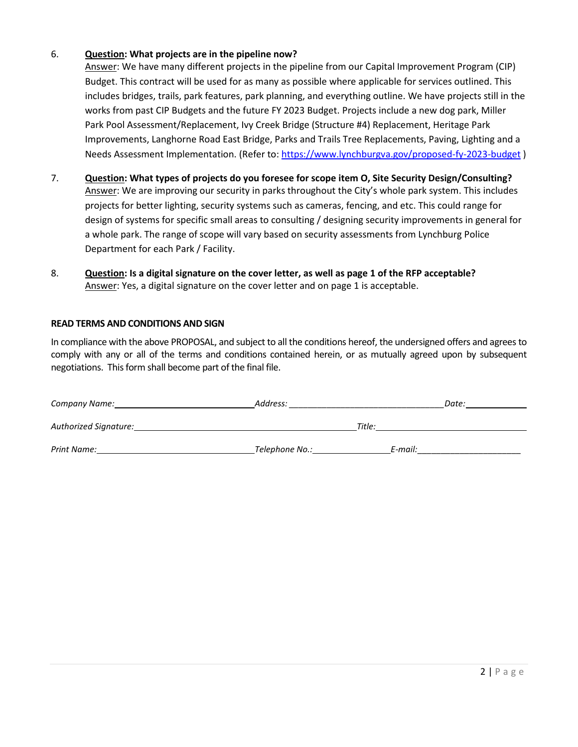6. **Question: What projects are in the pipeline now?**
   Answer: We have many different projects in the pipeline from our Capital Improvement Program (CIP) Budget. This contract will be used for as many as possible where applicable for services outlined. This includes bridges, trails, park features, park planning, and everything outline. We have projects still in the works from past CIP Budgets and the future FY 2023 Budget. Projects include a new dog park, Miller Park Pool Assessment/Replacement, Ivy Creek Bridge (Structure #4) Replacement, Heritage Park Improvements, Langhorne Road East Bridge, Parks and Trails Tree Replacements, Paving, Lighting and a Needs Assessment Implementation. (Refer to: https://www.lynchburgva.gov/proposed-fy-2023-budget )

7. **Question: What types of projects do you foresee for scope item O, Site Security Design/Consulting?**
   Answer: We are improving our security in parks throughout the City's whole park system. This includes projects for better lighting, security systems such as cameras, fencing, and etc. This could range for design of systems for specific small areas to consulting / designing security improvements in general for a whole park. The range of scope will vary based on security assessments from Lynchburg Police Department for each Park / Facility.

8. **Question: Is a digital signature on the cover letter, as well as page 1 of the RFP acceptable?**
   Answer: Yes, a digital signature on the cover letter and on page 1 is acceptable.

**READ TERMS AND CONDITIONS AND SIGN**

In compliance with the above PROPOSAL, and subject to all the conditions hereof, the undersigned offers and agrees to comply with any or all of the terms and conditions contained herein, or as mutually agreed upon by subsequent negotiations. This form shall become part of the final file.

*Company Name:* ______________________________ *Address:* ________________________________ *Date:* ____________

*Authorized Signature:* ______________________________________________ *Title:* ______________________________

*Print Name:* ______________________________ *Telephone No.:* ________________ *E-mail:* ______________________